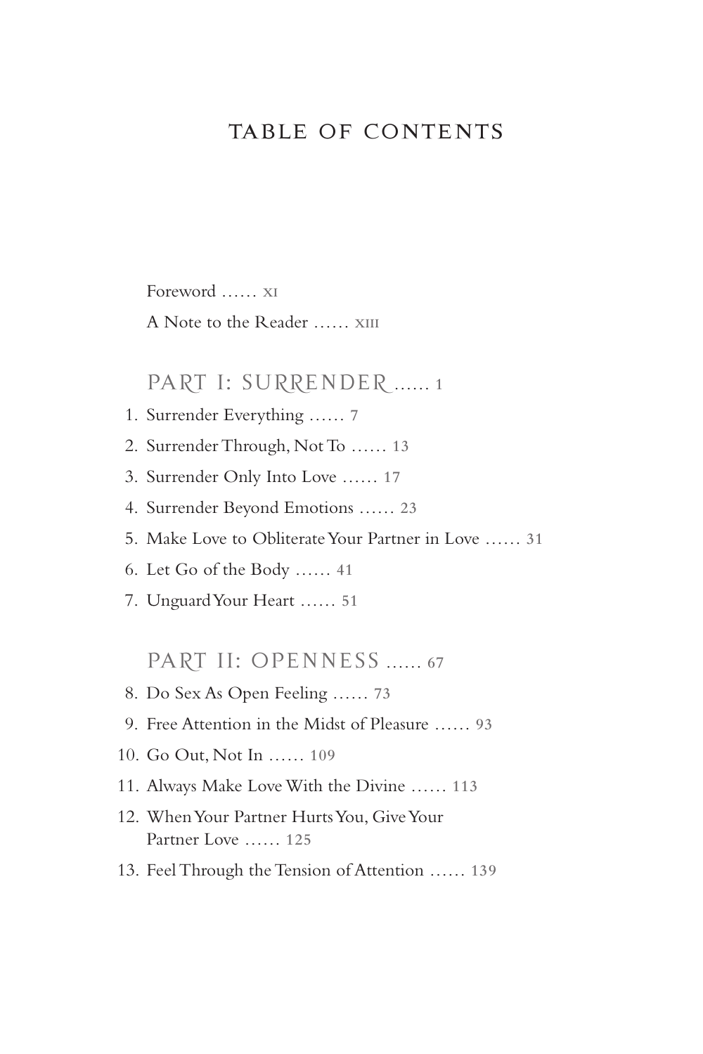# TABLE OF CONTENTS

Foreword ...... XI

A Note to the Reader ...... XIII

## PART I: SURRENDER ...... 1

1. Surrender Everything ...... 7
2. Surrender Through, Not To ...... 13
3. Surrender Only Into Love ...... 17
4. Surrender Beyond Emotions ...... 23
5. Make Love to Obliterate Your Partner in Love ...... 31
6. Let Go of the Body ...... 41
7. Unguard Your Heart ...... 51

## PART II: OPENNESS ...... 67

8. Do Sex As Open Feeling ...... 73
9. Free Attention in the Midst of Pleasure ...... 93
10. Go Out, Not In ...... 109
11. Always Make Love With the Divine ...... 113
12. When Your Partner Hurts You, Give Your Partner Love ...... 125
13. Feel Through the Tension of Attention ...... 139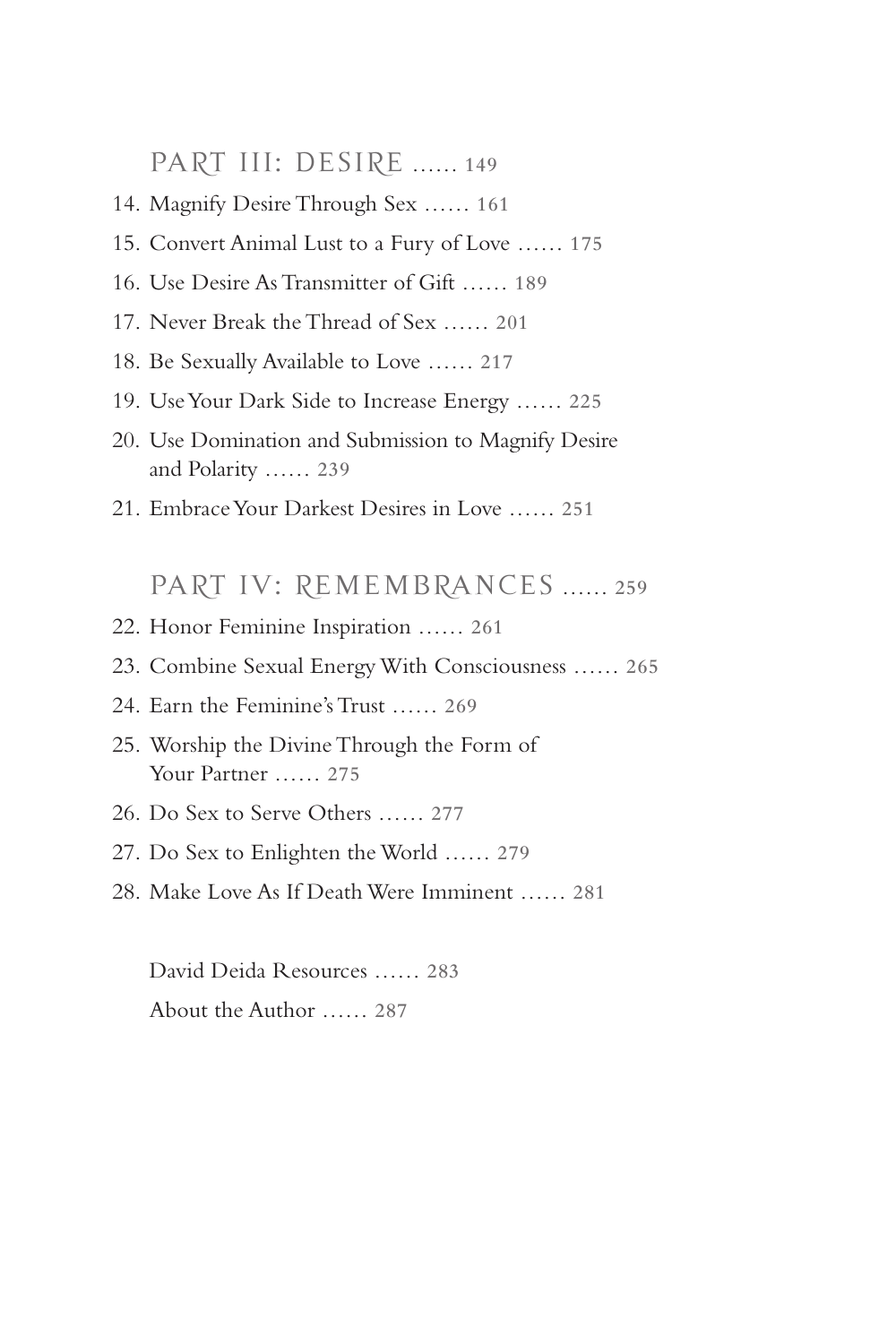## PART III: DESIRE ...... 149

14. Magnify Desire Through Sex ...... 161
15. Convert Animal Lust to a Fury of Love ...... 175
16. Use Desire As Transmitter of Gift ...... 189
17. Never Break the Thread of Sex ...... 201
18. Be Sexually Available to Love ...... 217
19. Use Your Dark Side to Increase Energy ...... 225
20. Use Domination and Submission to Magnify Desire and Polarity ...... 239
21. Embrace Your Darkest Desires in Love ...... 251

## PART IV: REMEMBRANCES ...... 259

22. Honor Feminine Inspiration ...... 261
23. Combine Sexual Energy With Consciousness ...... 265
24. Earn the Feminine's Trust ...... 269
25. Worship the Divine Through the Form of Your Partner ...... 275
26. Do Sex to Serve Others ...... 277
27. Do Sex to Enlighten the World ...... 279
28. Make Love As If Death Were Imminent ...... 281

David Deida Resources ...... 283

About the Author ...... 287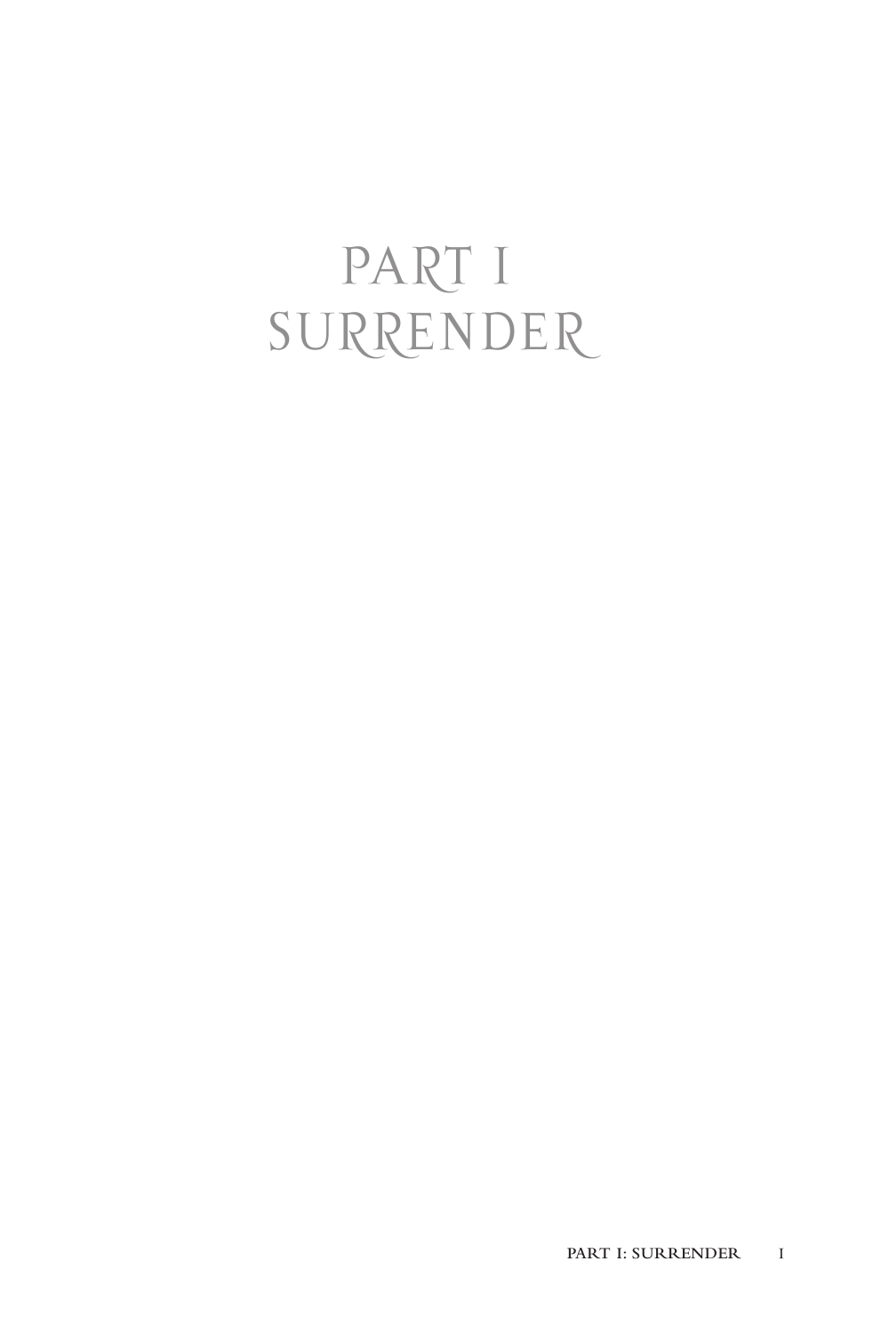# PART I
# SURRENDER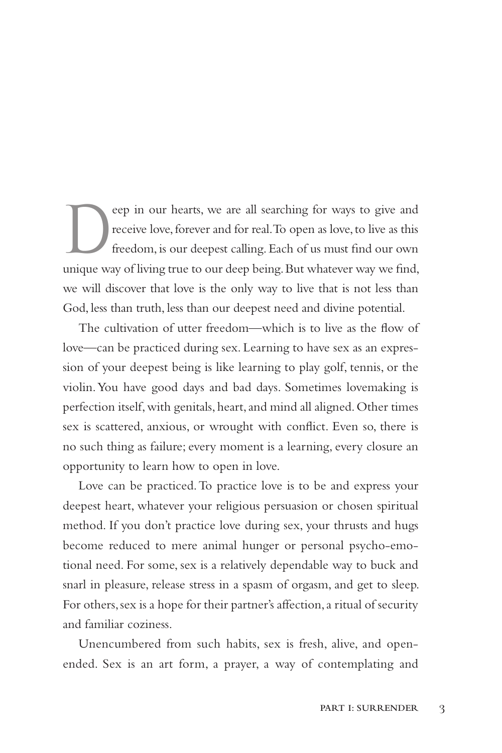Deep in our hearts, we are all searching for ways to give and receive love, forever and for real. To open as love, to live as this freedom, is our deepest calling. Each of us must find our own unique way of living true to our deep being. But whatever way we find, we will discover that love is the only way to live that is not less than God, less than truth, less than our deepest need and divine potential.

The cultivation of utter freedom—which is to live as the flow of love—can be practiced during sex. Learning to have sex as an expression of your deepest being is like learning to play golf, tennis, or the violin. You have good days and bad days. Sometimes lovemaking is perfection itself, with genitals, heart, and mind all aligned. Other times sex is scattered, anxious, or wrought with conflict. Even so, there is no such thing as failure; every moment is a learning, every closure an opportunity to learn how to open in love.

Love can be practiced. To practice love is to be and express your deepest heart, whatever your religious persuasion or chosen spiritual method. If you don't practice love during sex, your thrusts and hugs become reduced to mere animal hunger or personal psycho-emotional need. For some, sex is a relatively dependable way to buck and snarl in pleasure, release stress in a spasm of orgasm, and get to sleep. For others, sex is a hope for their partner's affection, a ritual of security and familiar coziness.

Unencumbered from such habits, sex is fresh, alive, and open-ended. Sex is an art form, a prayer, a way of contemplating and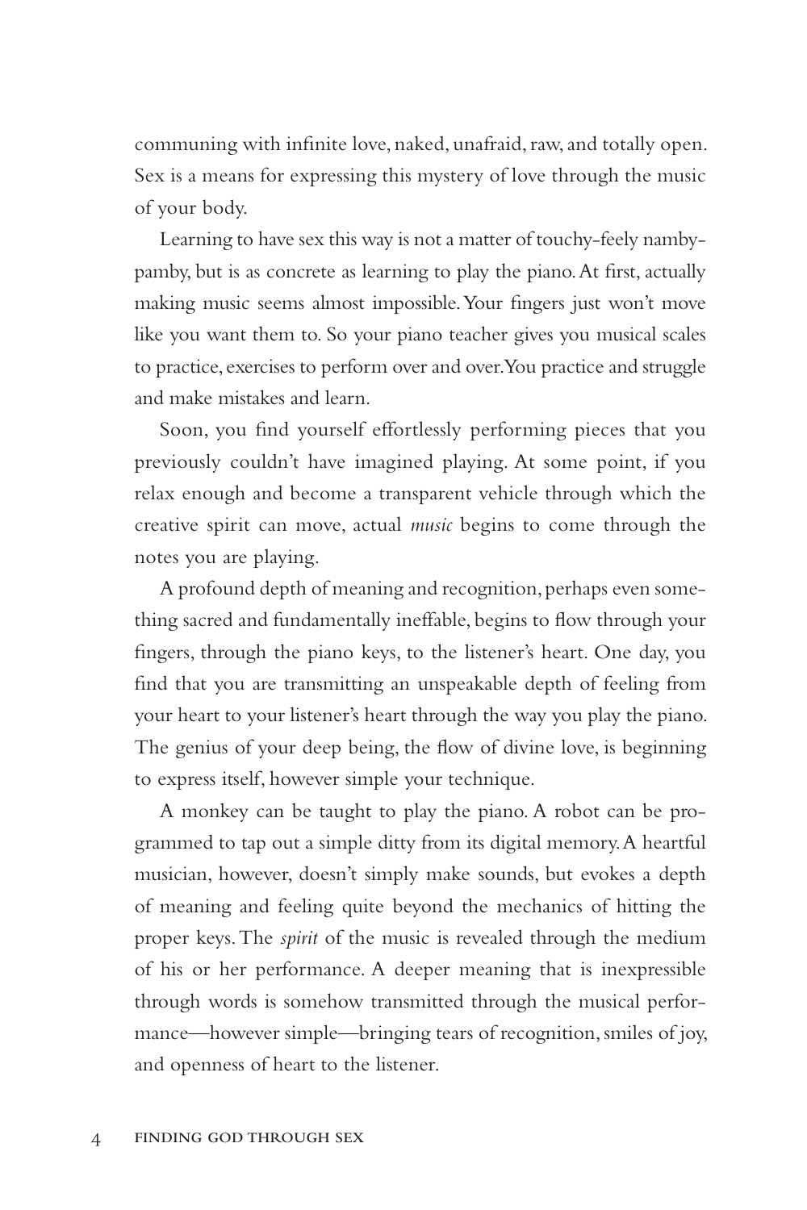communing with infinite love, naked, unafraid, raw, and totally open. Sex is a means for expressing this mystery of love through the music of your body.

Learning to have sex this way is not a matter of touchy-feely namby-pamby, but is as concrete as learning to play the piano. At first, actually making music seems almost impossible. Your fingers just won't move like you want them to. So your piano teacher gives you musical scales to practice, exercises to perform over and over. You practice and struggle and make mistakes and learn.

Soon, you find yourself effortlessly performing pieces that you previously couldn't have imagined playing. At some point, if you relax enough and become a transparent vehicle through which the creative spirit can move, actual *music* begins to come through the notes you are playing.

A profound depth of meaning and recognition, perhaps even something sacred and fundamentally ineffable, begins to flow through your fingers, through the piano keys, to the listener's heart. One day, you find that you are transmitting an unspeakable depth of feeling from your heart to your listener's heart through the way you play the piano. The genius of your deep being, the flow of divine love, is beginning to express itself, however simple your technique.

A monkey can be taught to play the piano. A robot can be programmed to tap out a simple ditty from its digital memory. A heartful musician, however, doesn't simply make sounds, but evokes a depth of meaning and feeling quite beyond the mechanics of hitting the proper keys. The *spirit* of the music is revealed through the medium of his or her performance. A deeper meaning that is inexpressible through words is somehow transmitted through the musical performance—however simple—bringing tears of recognition, smiles of joy, and openness of heart to the listener.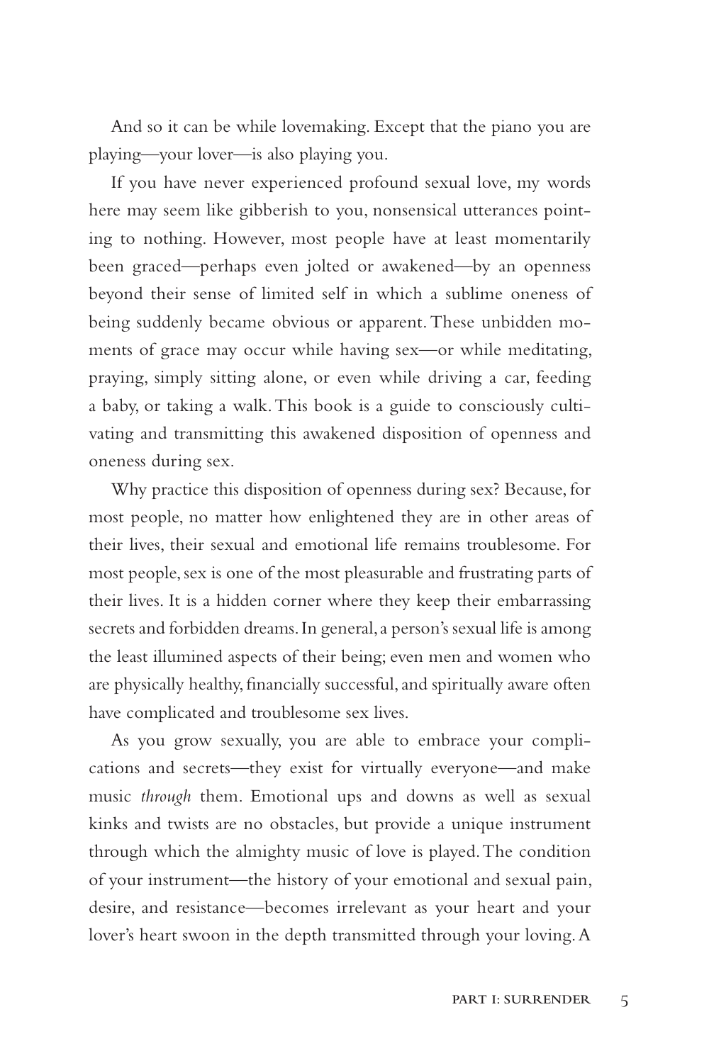And so it can be while lovemaking. Except that the piano you are playing—your lover—is also playing you.

If you have never experienced profound sexual love, my words here may seem like gibberish to you, nonsensical utterances pointing to nothing. However, most people have at least momentarily been graced—perhaps even jolted or awakened—by an openness beyond their sense of limited self in which a sublime oneness of being suddenly became obvious or apparent. These unbidden moments of grace may occur while having sex—or while meditating, praying, simply sitting alone, or even while driving a car, feeding a baby, or taking a walk. This book is a guide to consciously cultivating and transmitting this awakened disposition of openness and oneness during sex.

Why practice this disposition of openness during sex? Because, for most people, no matter how enlightened they are in other areas of their lives, their sexual and emotional life remains troublesome. For most people, sex is one of the most pleasurable and frustrating parts of their lives. It is a hidden corner where they keep their embarrassing secrets and forbidden dreams. In general, a person's sexual life is among the least illumined aspects of their being; even men and women who are physically healthy, financially successful, and spiritually aware often have complicated and troublesome sex lives.

As you grow sexually, you are able to embrace your complications and secrets—they exist for virtually everyone—and make music *through* them. Emotional ups and downs as well as sexual kinks and twists are no obstacles, but provide a unique instrument through which the almighty music of love is played. The condition of your instrument—the history of your emotional and sexual pain, desire, and resistance—becomes irrelevant as your heart and your lover's heart swoon in the depth transmitted through your loving. A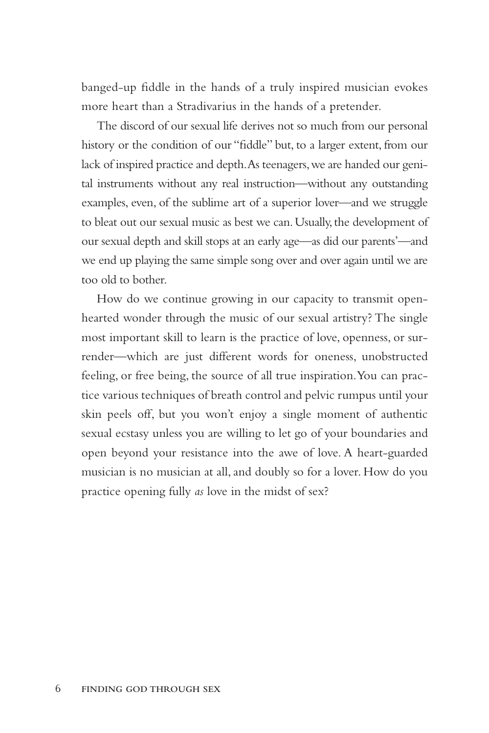banged-up fiddle in the hands of a truly inspired musician evokes more heart than a Stradivarius in the hands of a pretender.

The discord of our sexual life derives not so much from our personal history or the condition of our "fiddle" but, to a larger extent, from our lack of inspired practice and depth. As teenagers, we are handed our genital instruments without any real instruction—without any outstanding examples, even, of the sublime art of a superior lover—and we struggle to bleat out our sexual music as best we can. Usually, the development of our sexual depth and skill stops at an early age—as did our parents'—and we end up playing the same simple song over and over again until we are too old to bother.

How do we continue growing in our capacity to transmit open-hearted wonder through the music of our sexual artistry? The single most important skill to learn is the practice of love, openness, or surrender—which are just different words for oneness, unobstructed feeling, or free being, the source of all true inspiration. You can practice various techniques of breath control and pelvic rumpus until your skin peels off, but you won't enjoy a single moment of authentic sexual ecstasy unless you are willing to let go of your boundaries and open beyond your resistance into the awe of love. A heart-guarded musician is no musician at all, and doubly so for a lover. How do you practice opening fully *as* love in the midst of sex?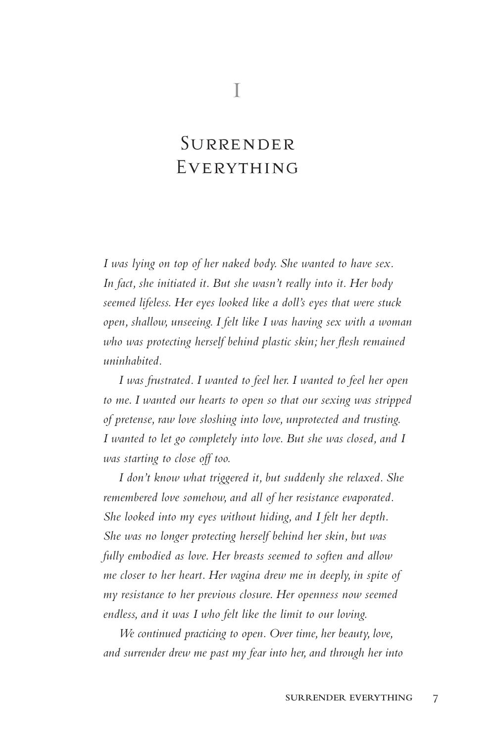# I

# Surrender Everything

*I was lying on top of her naked body. She wanted to have sex. In fact, she initiated it. But she wasn't really into it. Her body seemed lifeless. Her eyes looked like a doll's eyes that were stuck open, shallow, unseeing. I felt like I was having sex with a woman who was protecting herself behind plastic skin; her flesh remained uninhabited.*

*I was frustrated. I wanted to feel her. I wanted to feel her open to me. I wanted our hearts to open so that our sexing was stripped of pretense, raw love sloshing into love, unprotected and trusting. I wanted to let go completely into love. But she was closed, and I was starting to close off too.*

*I don't know what triggered it, but suddenly she relaxed. She remembered love somehow, and all of her resistance evaporated. She looked into my eyes without hiding, and I felt her depth. She was no longer protecting herself behind her skin, but was fully embodied as love. Her breasts seemed to soften and allow me closer to her heart. Her vagina drew me in deeply, in spite of my resistance to her previous closure. Her openness now seemed endless, and it was I who felt like the limit to our loving.*

*We continued practicing to open. Over time, her beauty, love, and surrender drew me past my fear into her, and through her into*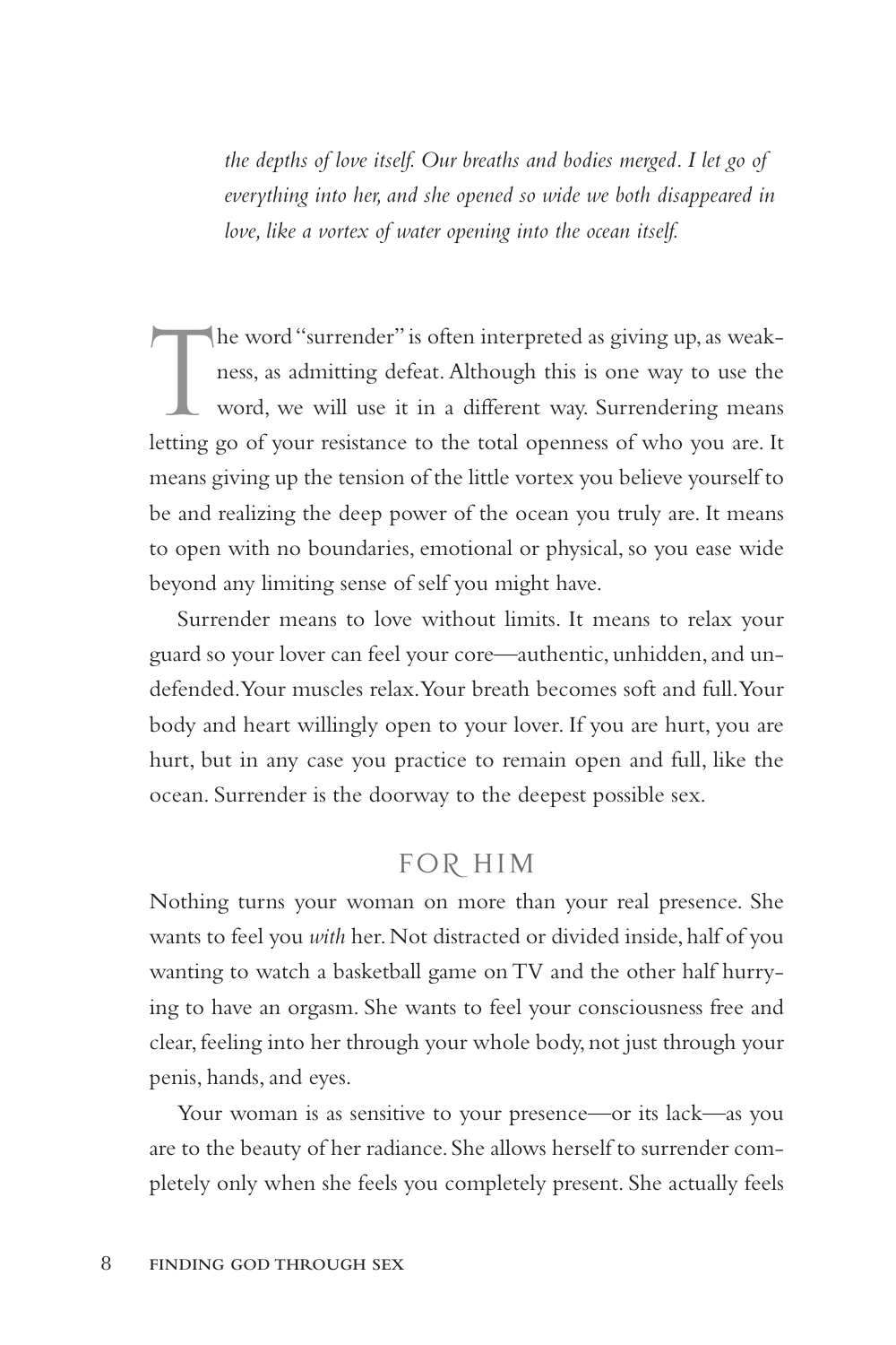*the depths of love itself. Our breaths and bodies merged. I let go of everything into her, and she opened so wide we both disappeared in love, like a vortex of water opening into the ocean itself.*

The word "surrender" is often interpreted as giving up, as weakness, as admitting defeat. Although this is one way to use the word, we will use it in a different way. Surrendering means letting go of your resistance to the total openness of who you are. It means giving up the tension of the little vortex you believe yourself to be and realizing the deep power of the ocean you truly are. It means to open with no boundaries, emotional or physical, so you ease wide beyond any limiting sense of self you might have.

Surrender means to love without limits. It means to relax your guard so your lover can feel your core—authentic, unhidden, and undefended. Your muscles relax. Your breath becomes soft and full. Your body and heart willingly open to your lover. If you are hurt, you are hurt, but in any case you practice to remain open and full, like the ocean. Surrender is the doorway to the deepest possible sex.

## FOR HIM

Nothing turns your woman on more than your real presence. She wants to feel you *with* her. Not distracted or divided inside, half of you wanting to watch a basketball game on TV and the other half hurrying to have an orgasm. She wants to feel your consciousness free and clear, feeling into her through your whole body, not just through your penis, hands, and eyes.

Your woman is as sensitive to your presence—or its lack—as you are to the beauty of her radiance. She allows herself to surrender completely only when she feels you completely present. She actually feels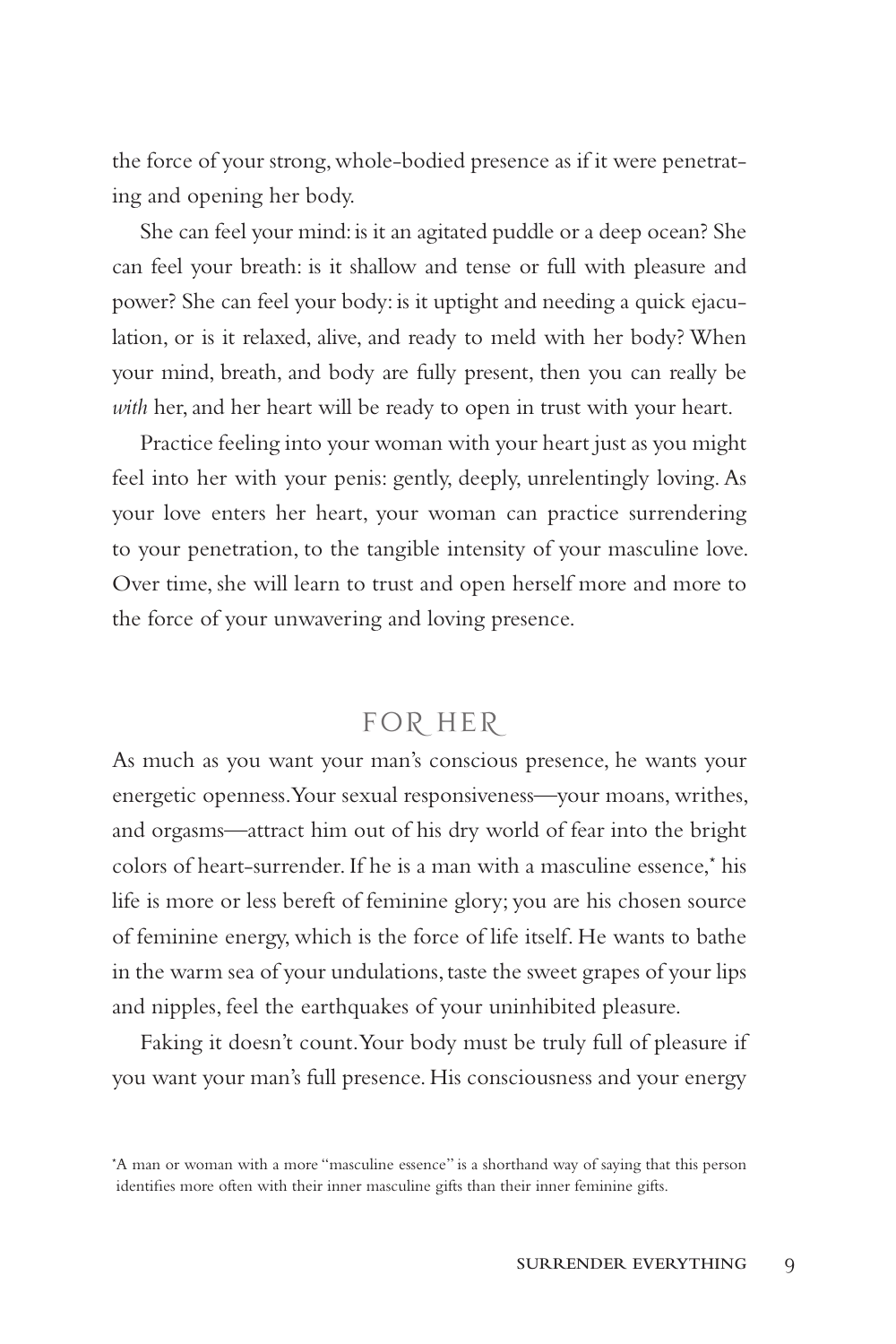the force of your strong, whole-bodied presence as if it were penetrating and opening her body.

She can feel your mind: is it an agitated puddle or a deep ocean? She can feel your breath: is it shallow and tense or full with pleasure and power? She can feel your body: is it uptight and needing a quick ejaculation, or is it relaxed, alive, and ready to meld with her body? When your mind, breath, and body are fully present, then you can really be *with* her, and her heart will be ready to open in trust with your heart.

Practice feeling into your woman with your heart just as you might feel into her with your penis: gently, deeply, unrelentingly loving. As your love enters her heart, your woman can practice surrendering to your penetration, to the tangible intensity of your masculine love. Over time, she will learn to trust and open herself more and more to the force of your unwavering and loving presence.

## FOR HER

As much as you want your man's conscious presence, he wants your energetic openness. Your sexual responsiveness—your moans, writhes, and orgasms—attract him out of his dry world of fear into the bright colors of heart-surrender. If he is a man with a masculine essence,* his life is more or less bereft of feminine glory; you are his chosen source of feminine energy, which is the force of life itself. He wants to bathe in the warm sea of your undulations, taste the sweet grapes of your lips and nipples, feel the earthquakes of your uninhibited pleasure.

Faking it doesn't count. Your body must be truly full of pleasure if you want your man's full presence. His consciousness and your energy

*A man or woman with a more "masculine essence" is a shorthand way of saying that this person identifies more often with their inner masculine gifts than their inner feminine gifts.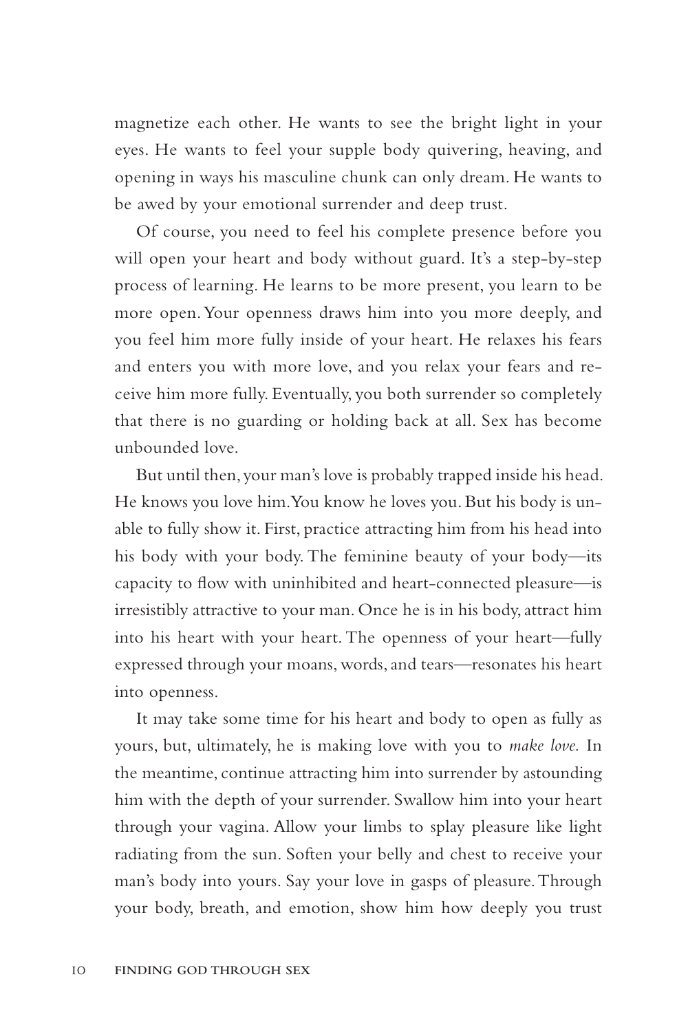magnetize each other. He wants to see the bright light in your eyes. He wants to feel your supple body quivering, heaving, and opening in ways his masculine chunk can only dream. He wants to be awed by your emotional surrender and deep trust.

Of course, you need to feel his complete presence before you will open your heart and body without guard. It's a step-by-step process of learning. He learns to be more present, you learn to be more open. Your openness draws him into you more deeply, and you feel him more fully inside of your heart. He relaxes his fears and enters you with more love, and you relax your fears and receive him more fully. Eventually, you both surrender so completely that there is no guarding or holding back at all. Sex has become unbounded love.

But until then, your man's love is probably trapped inside his head. He knows you love him. You know he loves you. But his body is unable to fully show it. First, practice attracting him from his head into his body with your body. The feminine beauty of your body—its capacity to flow with uninhibited and heart-connected pleasure—is irresistibly attractive to your man. Once he is in his body, attract him into his heart with your heart. The openness of your heart—fully expressed through your moans, words, and tears—resonates his heart into openness.

It may take some time for his heart and body to open as fully as yours, but, ultimately, he is making love with you to *make love.* In the meantime, continue attracting him into surrender by astounding him with the depth of your surrender. Swallow him into your heart through your vagina. Allow your limbs to splay pleasure like light radiating from the sun. Soften your belly and chest to receive your man's body into yours. Say your love in gasps of pleasure. Through your body, breath, and emotion, show him how deeply you trust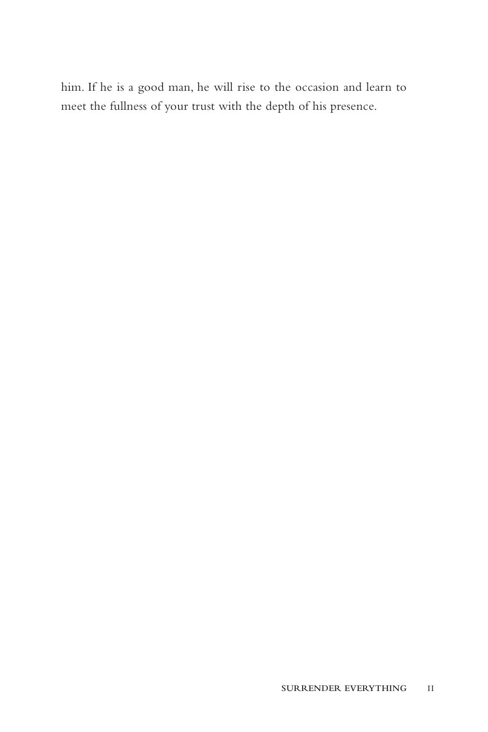him. If he is a good man, he will rise to the occasion and learn to meet the fullness of your trust with the depth of his presence.